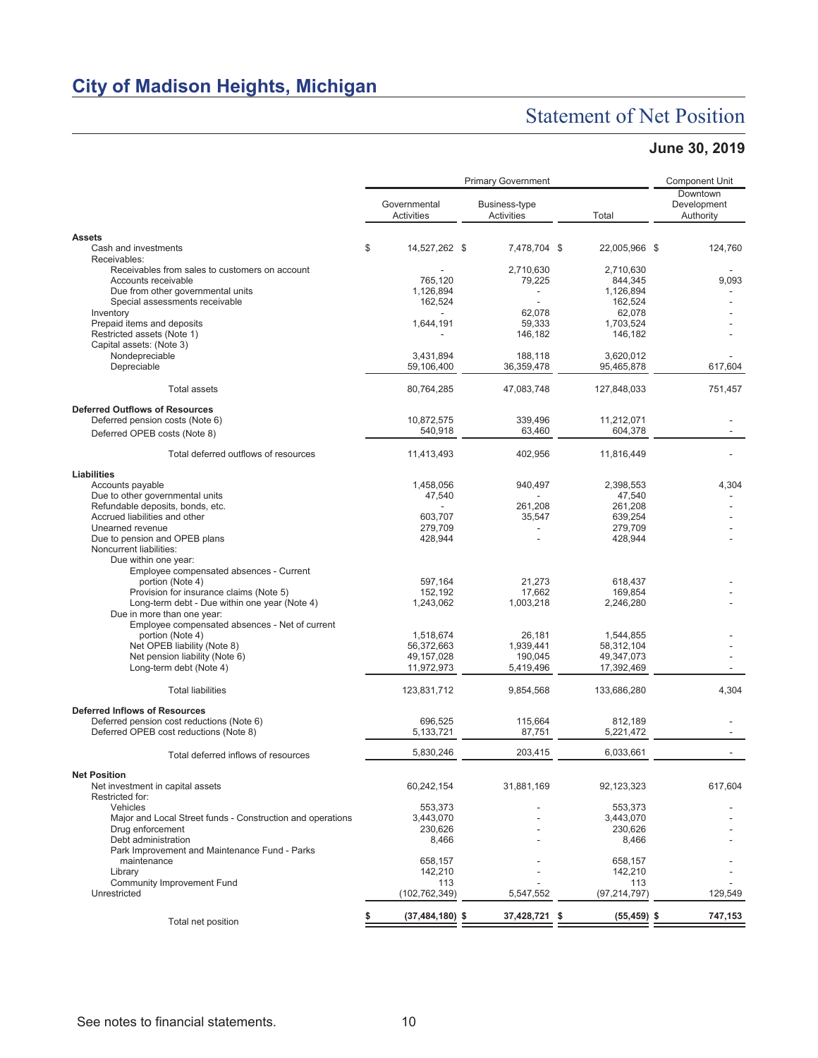# City of Madison Heights, Michigan

## Statement of Net Position

### June 30, 2019

| | Primary Government | | | Component Unit |
|---|---|---|---|---|
| | Governmental Activities | Business-type Activities | Total | Downtown Development Authority |
| **Assets** | | | | |
| Cash and investments | $ 14,527,262 | $ 7,478,704 | $ 22,005,966 | $ 124,760 |
| Receivables: | | | | |
| Receivables from sales to customers on account | - | 2,710,630 | 2,710,630 | - |
| Accounts receivable | 765,120 | 79,225 | 844,345 | 9,093 |
| Due from other governmental units | 1,126,894 | - | 1,126,894 | - |
| Special assessments receivable | 162,524 | - | 162,524 | - |
| Inventory | - | 62,078 | 62,078 | - |
| Prepaid items and deposits | 1,644,191 | 59,333 | 1,703,524 | - |
| Restricted assets (Note 1) | - | 146,182 | 146,182 | - |
| Capital assets: (Note 3) | | | | |
| Nondepreciable | 3,431,894 | 188,118 | 3,620,012 | - |
| Depreciable | 59,106,400 | 36,359,478 | 95,465,878 | 617,604 |
| Total assets | 80,764,285 | 47,083,748 | 127,848,033 | 751,457 |
| **Deferred Outflows of Resources** | | | | |
| Deferred pension costs (Note 6) | 10,872,575 | 339,496 | 11,212,071 | - |
| Deferred OPEB costs (Note 8) | 540,918 | 63,460 | 604,378 | - |
| Total deferred outflows of resources | 11,413,493 | 402,956 | 11,816,449 | - |
| **Liabilities** | | | | |
| Accounts payable | 1,458,056 | 940,497 | 2,398,553 | 4,304 |
| Due to other governmental units | 47,540 | - | 47,540 | - |
| Refundable deposits, bonds, etc. | - | 261,208 | 261,208 | - |
| Accrued liabilities and other | 603,707 | 35,547 | 639,254 | - |
| Unearned revenue | 279,709 | - | 279,709 | - |
| Due to pension and OPEB plans | 428,944 | - | 428,944 | - |
| Noncurrent liabilities: | | | | |
| Due within one year: | | | | |
| Employee compensated absences - Current portion (Note 4) | 597,164 | 21,273 | 618,437 | - |
| Provision for insurance claims (Note 5) | 152,192 | 17,662 | 169,854 | - |
| Long-term debt - Due within one year (Note 4) | 1,243,062 | 1,003,218 | 2,246,280 | - |
| Due in more than one year: | | | | |
| Employee compensated absences - Net of current portion (Note 4) | 1,518,674 | 26,181 | 1,544,855 | - |
| Net OPEB liability (Note 8) | 56,372,663 | 1,939,441 | 58,312,104 | - |
| Net pension liability (Note 6) | 49,157,028 | 190,045 | 49,347,073 | - |
| Long-term debt (Note 4) | 11,972,973 | 5,419,496 | 17,392,469 | - |
| Total liabilities | 123,831,712 | 9,854,568 | 133,686,280 | 4,304 |
| **Deferred Inflows of Resources** | | | | |
| Deferred pension cost reductions (Note 6) | 696,525 | 115,664 | 812,189 | - |
| Deferred OPEB cost reductions (Note 8) | 5,133,721 | 87,751 | 5,221,472 | - |
| Total deferred inflows of resources | 5,830,246 | 203,415 | 6,033,661 | - |
| **Net Position** | | | | |
| Net investment in capital assets | 60,242,154 | 31,881,169 | 92,123,323 | 617,604 |
| Restricted for: | | | | |
| Vehicles | 553,373 | - | 553,373 | - |
| Major and Local Street funds - Construction and operations | 3,443,070 | - | 3,443,070 | - |
| Drug enforcement | 230,626 | - | 230,626 | - |
| Debt administration | 8,466 | - | 8,466 | - |
| Park Improvement and Maintenance Fund - Parks maintenance | 658,157 | - | 658,157 | - |
| Library | 142,210 | - | 142,210 | - |
| Community Improvement Fund | 113 | - | 113 | - |
| Unrestricted | (102,762,349) | 5,547,552 | (97,214,797) | 129,549 |
| Total net position | **$ (37,484,180)** | **$ 37,428,721** | **$ (55,459)** | **$ 747,153** |

See notes to financial statements.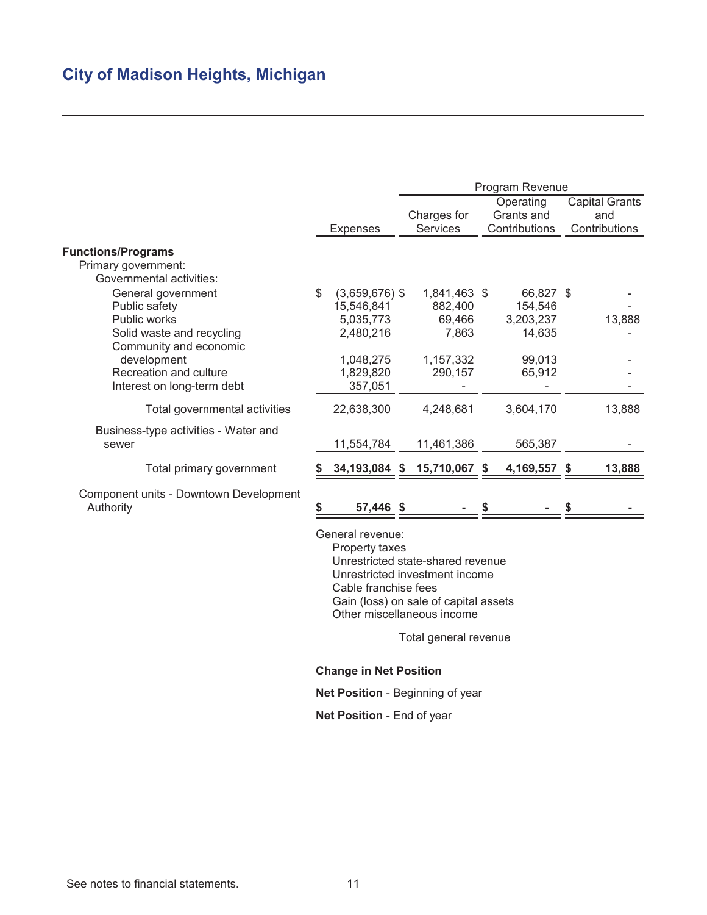## City of Madison Heights, Michigan

| | Expenses | Program Revenue | | |
|---|---|---|---|---|
| | | Charges for Services | Operating Grants and Contributions | Capital Grants and Contributions |
| **Functions/Programs** | | | | |
| Primary government: | | | | |
| Governmental activities: | | | | |
| General government | $ (3,659,676) | $ 1,841,463 | $ 66,827 | $ - |
| Public safety | 15,546,841 | 882,400 | 154,546 | - |
| Public works | 5,035,773 | 69,466 | 3,203,237 | 13,888 |
| Solid waste and recycling | 2,480,216 | 7,863 | 14,635 | - |
| Community and economic development | 1,048,275 | 1,157,332 | 99,013 | - |
| Recreation and culture | 1,829,820 | 290,157 | 65,912 | - |
| Interest on long-term debt | 357,051 | - | - | - |
| Total governmental activities | 22,638,300 | 4,248,681 | 3,604,170 | 13,888 |
| Business-type activities - Water and sewer | 11,554,784 | 11,461,386 | 565,387 | - |
| Total primary government | **$ 34,193,084** | **$ 15,710,067** | **$ 4,169,557** | **$ 13,888** |
| Component units - Downtown Development Authority | **$ 57,446** | **$ -** | **$ -** | **$ -** |

General revenue:
- Property taxes
- Unrestricted state-shared revenue
- Unrestricted investment income
- Cable franchise fees
- Gain (loss) on sale of capital assets
- Other miscellaneous income

Total general revenue

**Change in Net Position**

**Net Position** - Beginning of year

**Net Position** - End of year

See notes to financial statements.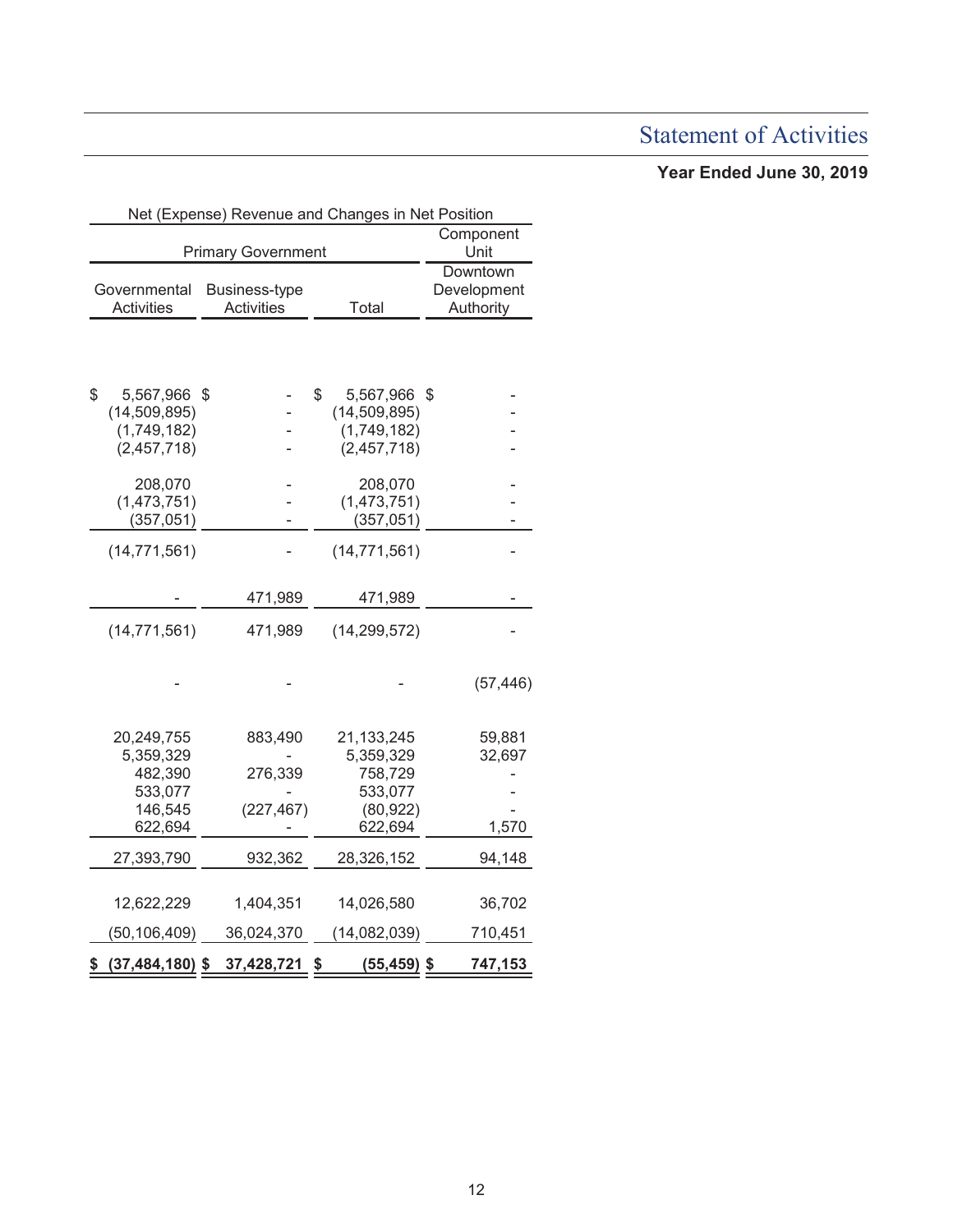## Statement of Activities

**Year Ended June 30, 2019**

| Net (Expense) Revenue and Changes in Net Position | | | |
|---|---|---|---|
| Primary Government | | | Component Unit |
| Governmental Activities | Business-type Activities | Total | Downtown Development Authority |
| $ 5,567,966 | $ - | $ 5,567,966 | $ - |
| (14,509,895) | - | (14,509,895) | - |
| (1,749,182) | - | (1,749,182) | - |
| (2,457,718) | - | (2,457,718) | - |
| 208,070 | - | 208,070 | - |
| (1,473,751) | - | (1,473,751) | - |
| (357,051) | - | (357,051) | - |
| (14,771,561) | - | (14,771,561) | - |
| - | 471,989 | 471,989 | - |
| (14,771,561) | 471,989 | (14,299,572) | - |
| - | - | - | (57,446) |
| 20,249,755 | 883,490 | 21,133,245 | 59,881 |
| 5,359,329 | - | 5,359,329 | 32,697 |
| 482,390 | 276,339 | 758,729 | - |
| 533,077 | - | 533,077 | - |
| 146,545 | (227,467) | (80,922) | - |
| 622,694 | - | 622,694 | 1,570 |
| 27,393,790 | 932,362 | 28,326,152 | 94,148 |
| 12,622,229 | 1,404,351 | 14,026,580 | 36,702 |
| (50,106,409) | 36,024,370 | (14,082,039) | 710,451 |
| **$ (37,484,180)** | **$ 37,428,721** | **$ (55,459)** | **$ 747,153** |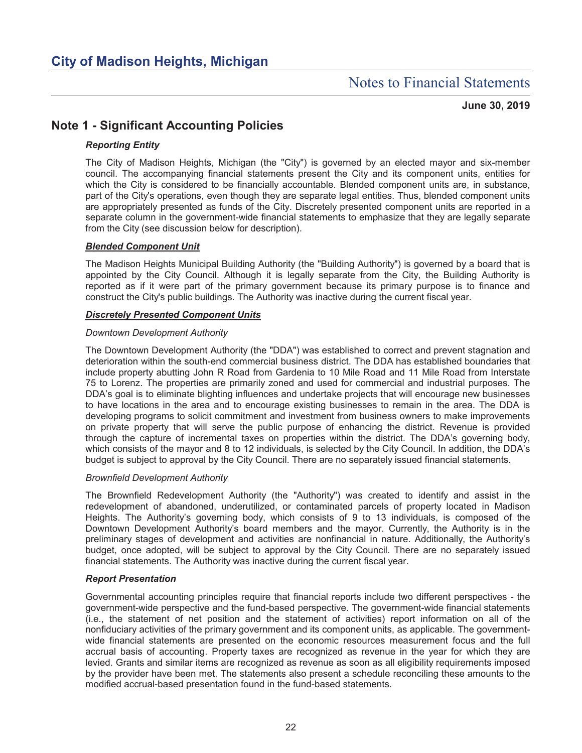# City of Madison Heights, Michigan

## Notes to Financial Statements

**June 30, 2019**

## Note 1 - Significant Accounting Policies

### *Reporting Entity*

The City of Madison Heights, Michigan (the "City") is governed by an elected mayor and six-member council. The accompanying financial statements present the City and its component units, entities for which the City is considered to be financially accountable. Blended component units are, in substance, part of the City's operations, even though they are separate legal entities. Thus, blended component units are appropriately presented as funds of the City. Discretely presented component units are reported in a separate column in the government-wide financial statements to emphasize that they are legally separate from the City (see discussion below for description).

#### ***Blended Component Unit***

The Madison Heights Municipal Building Authority (the "Building Authority") is governed by a board that is appointed by the City Council. Although it is legally separate from the City, the Building Authority is reported as if it were part of the primary government because its primary purpose is to finance and construct the City's public buildings. The Authority was inactive during the current fiscal year.

#### ***Discretely Presented Component Units***

*Downtown Development Authority*

The Downtown Development Authority (the "DDA") was established to correct and prevent stagnation and deterioration within the south-end commercial business district. The DDA has established boundaries that include property abutting John R Road from Gardenia to 10 Mile Road and 11 Mile Road from Interstate 75 to Lorenz. The properties are primarily zoned and used for commercial and industrial purposes. The DDA's goal is to eliminate blighting influences and undertake projects that will encourage new businesses to have locations in the area and to encourage existing businesses to remain in the area. The DDA is developing programs to solicit commitment and investment from business owners to make improvements on private property that will serve the public purpose of enhancing the district. Revenue is provided through the capture of incremental taxes on properties within the district. The DDA's governing body, which consists of the mayor and 8 to 12 individuals, is selected by the City Council. In addition, the DDA's budget is subject to approval by the City Council. There are no separately issued financial statements.

*Brownfield Development Authority*

The Brownfield Redevelopment Authority (the "Authority") was created to identify and assist in the redevelopment of abandoned, underutilized, or contaminated parcels of property located in Madison Heights. The Authority's governing body, which consists of 9 to 13 individuals, is composed of the Downtown Development Authority's board members and the mayor. Currently, the Authority is in the preliminary stages of development and activities are nonfinancial in nature. Additionally, the Authority's budget, once adopted, will be subject to approval by the City Council. There are no separately issued financial statements. The Authority was inactive during the current fiscal year.

### *Report Presentation*

Governmental accounting principles require that financial reports include two different perspectives - the government-wide perspective and the fund-based perspective. The government-wide financial statements (i.e., the statement of net position and the statement of activities) report information on all of the nonfiduciary activities of the primary government and its component units, as applicable. The government-wide financial statements are presented on the economic resources measurement focus and the full accrual basis of accounting. Property taxes are recognized as revenue in the year for which they are levied. Grants and similar items are recognized as revenue as soon as all eligibility requirements imposed by the provider have been met. The statements also present a schedule reconciling these amounts to the modified accrual-based presentation found in the fund-based statements.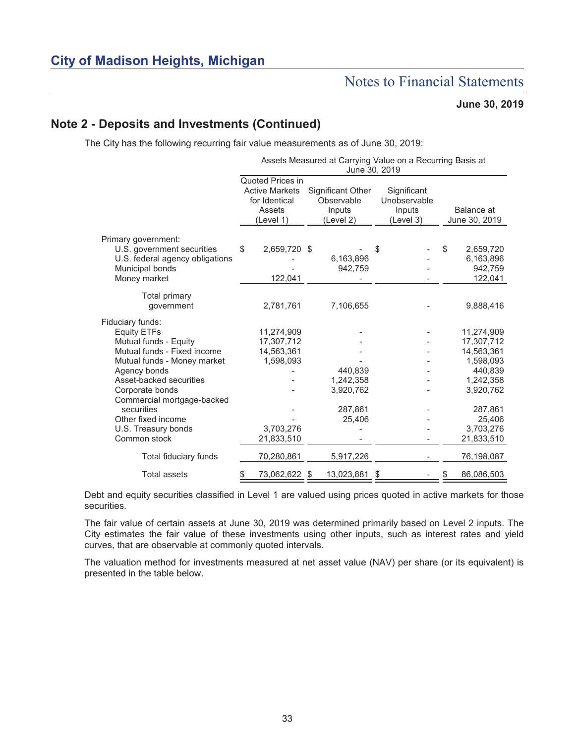## Note 2 - Deposits and Investments (Continued)

The City has the following recurring fair value measurements as of June 30, 2019:

| | Assets Measured at Carrying Value on a Recurring Basis at June 30, 2019 | | | |
|---|---|---|---|---|
| | Quoted Prices in Active Markets for Identical Assets (Level 1) | Significant Other Observable Inputs (Level 2) | Significant Unobservable Inputs (Level 3) | Balance at June 30, 2019 |
| Primary government: | | | | |
| U.S. government securities | $ 2,659,720 | $ - | $ - | $ 2,659,720 |
| U.S. federal agency obligations | - | 6,163,896 | - | 6,163,896 |
| Municipal bonds | - | 942,759 | - | 942,759 |
| Money market | 122,041 | - | - | 122,041 |
| Total primary government | 2,781,761 | 7,106,655 | - | 9,888,416 |
| Fiduciary funds: | | | | |
| Equity ETFs | 11,274,909 | - | - | 11,274,909 |
| Mutual funds - Equity | 17,307,712 | - | - | 17,307,712 |
| Mutual funds - Fixed income | 14,563,361 | - | - | 14,563,361 |
| Mutual funds - Money market | 1,598,093 | - | - | 1,598,093 |
| Agency bonds | - | 440,839 | - | 440,839 |
| Asset-backed securities | - | 1,242,358 | - | 1,242,358 |
| Corporate bonds | - | 3,920,762 | - | 3,920,762 |
| Commercial mortgage-backed securities | - | 287,861 | - | 287,861 |
| Other fixed income | - | 25,406 | - | 25,406 |
| U.S. Treasury bonds | 3,703,276 | - | - | 3,703,276 |
| Common stock | 21,833,510 | - | - | 21,833,510 |
| Total fiduciary funds | 70,280,861 | 5,917,226 | - | 76,198,087 |
| Total assets | $ 73,062,622 | $ 13,023,881 | $ - | $ 86,086,503 |

Debt and equity securities classified in Level 1 are valued using prices quoted in active markets for those securities.

The fair value of certain assets at June 30, 2019 was determined primarily based on Level 2 inputs. The City estimates the fair value of these investments using other inputs, such as interest rates and yield curves, that are observable at commonly quoted intervals.

The valuation method for investments measured at net asset value (NAV) per share (or its equivalent) is presented in the table below.